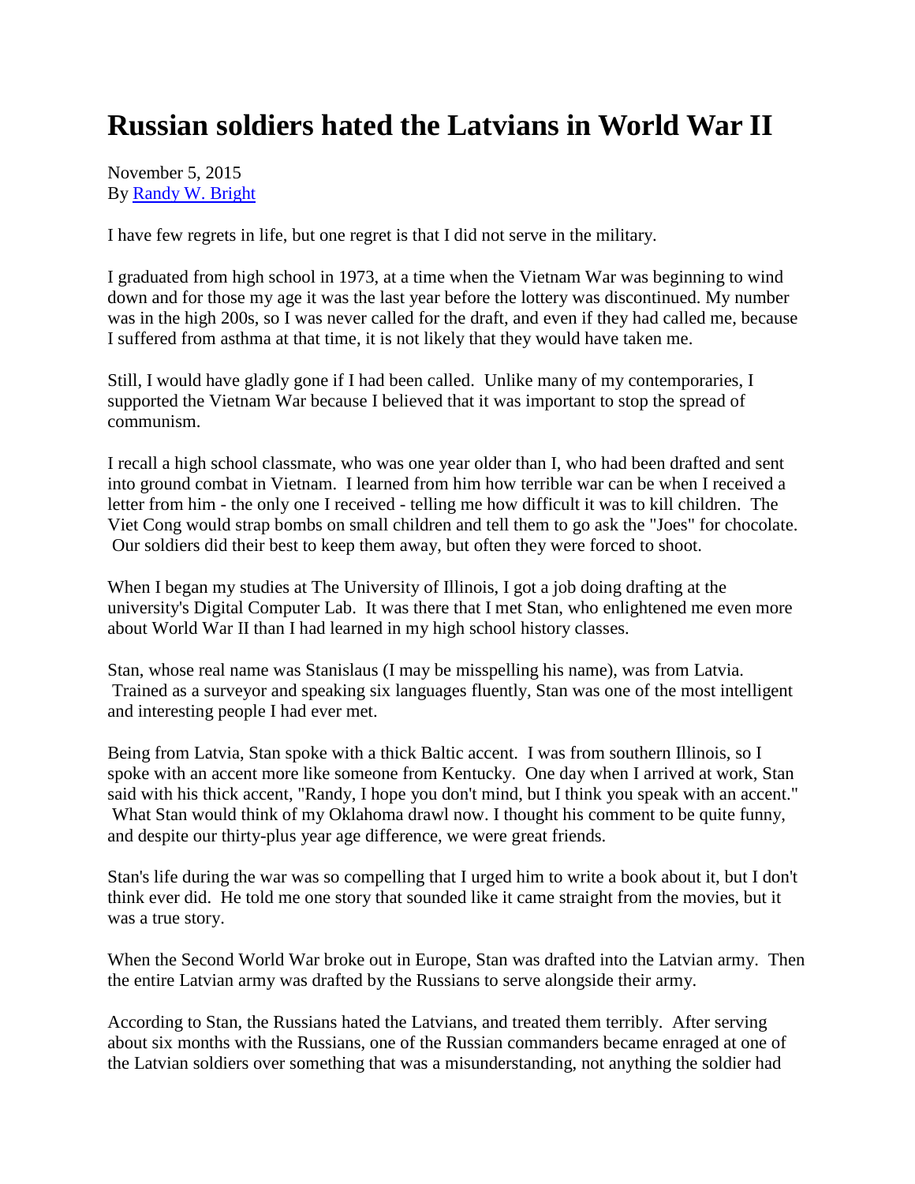# Russian soldiers hated the Latvians in World War II

November 5, 2015
By [Randy W. Bright]

I have few regrets in life, but one regret is that I did not serve in the military.

I graduated from high school in 1973, at a time when the Vietnam War was beginning to wind down and for those my age it was the last year before the lottery was discontinued. My number was in the high 200s, so I was never called for the draft, and even if they had called me, because I suffered from asthma at that time, it is not likely that they would have taken me.

Still, I would have gladly gone if I had been called. Unlike many of my contemporaries, I supported the Vietnam War because I believed that it was important to stop the spread of communism.

I recall a high school classmate, who was one year older than I, who had been drafted and sent into ground combat in Vietnam. I learned from him how terrible war can be when I received a letter from him - the only one I received - telling me how difficult it was to kill children. The Viet Cong would strap bombs on small children and tell them to go ask the "Joes" for chocolate. Our soldiers did their best to keep them away, but often they were forced to shoot.

When I began my studies at The University of Illinois, I got a job doing drafting at the university's Digital Computer Lab. It was there that I met Stan, who enlightened me even more about World War II than I had learned in my high school history classes.

Stan, whose real name was Stanislaus (I may be misspelling his name), was from Latvia. Trained as a surveyor and speaking six languages fluently, Stan was one of the most intelligent and interesting people I had ever met.

Being from Latvia, Stan spoke with a thick Baltic accent. I was from southern Illinois, so I spoke with an accent more like someone from Kentucky. One day when I arrived at work, Stan said with his thick accent, "Randy, I hope you don't mind, but I think you speak with an accent." What Stan would think of my Oklahoma drawl now. I thought his comment to be quite funny, and despite our thirty-plus year age difference, we were great friends.

Stan's life during the war was so compelling that I urged him to write a book about it, but I don't think ever did. He told me one story that sounded like it came straight from the movies, but it was a true story.

When the Second World War broke out in Europe, Stan was drafted into the Latvian army. Then the entire Latvian army was drafted by the Russians to serve alongside their army.

According to Stan, the Russians hated the Latvians, and treated them terribly. After serving about six months with the Russians, one of the Russian commanders became enraged at one of the Latvian soldiers over something that was a misunderstanding, not anything the soldier had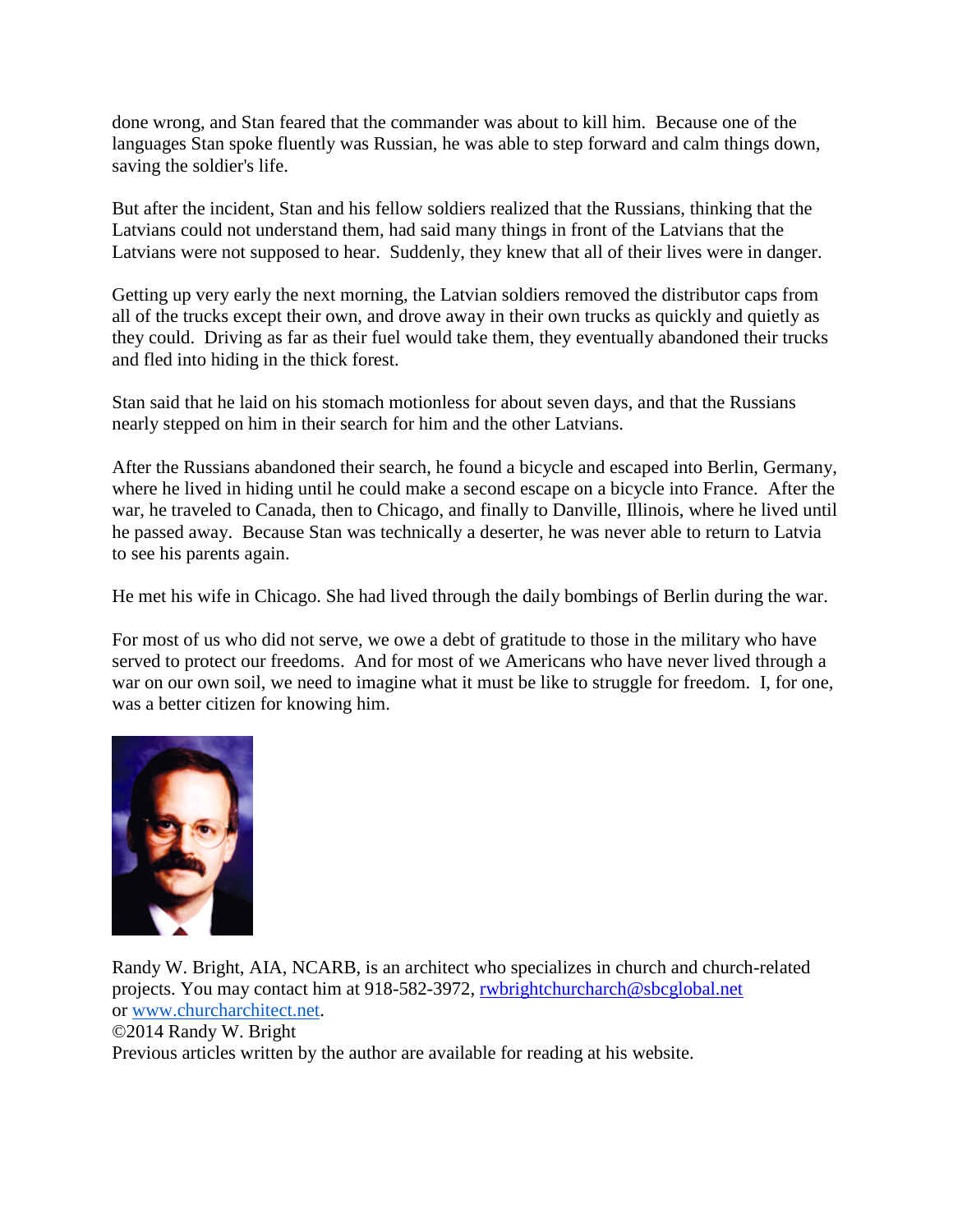done wrong, and Stan feared that the commander was about to kill him. Because one of the languages Stan spoke fluently was Russian, he was able to step forward and calm things down, saving the soldier's life.

But after the incident, Stan and his fellow soldiers realized that the Russians, thinking that the Latvians could not understand them, had said many things in front of the Latvians that the Latvians were not supposed to hear. Suddenly, they knew that all of their lives were in danger.

Getting up very early the next morning, the Latvian soldiers removed the distributor caps from all of the trucks except their own, and drove away in their own trucks as quickly and quietly as they could. Driving as far as their fuel would take them, they eventually abandoned their trucks and fled into hiding in the thick forest.

Stan said that he laid on his stomach motionless for about seven days, and that the Russians nearly stepped on him in their search for him and the other Latvians.

After the Russians abandoned their search, he found a bicycle and escaped into Berlin, Germany, where he lived in hiding until he could make a second escape on a bicycle into France. After the war, he traveled to Canada, then to Chicago, and finally to Danville, Illinois, where he lived until he passed away. Because Stan was technically a deserter, he was never able to return to Latvia to see his parents again.

He met his wife in Chicago. She had lived through the daily bombings of Berlin during the war.

For most of us who did not serve, we owe a debt of gratitude to those in the military who have served to protect our freedoms. And for most of we Americans who have never lived through a war on our own soil, we need to imagine what it must be like to struggle for freedom. I, for one, was a better citizen for knowing him.

Randy W. Bright, AIA, NCARB, is an architect who specializes in church and church-related projects. You may contact him at 918-582-3972, rwbrightchurcharch@sbcglobal.net or www.churcharchitect.net.
©2014 Randy W. Bright
Previous articles written by the author are available for reading at his website.